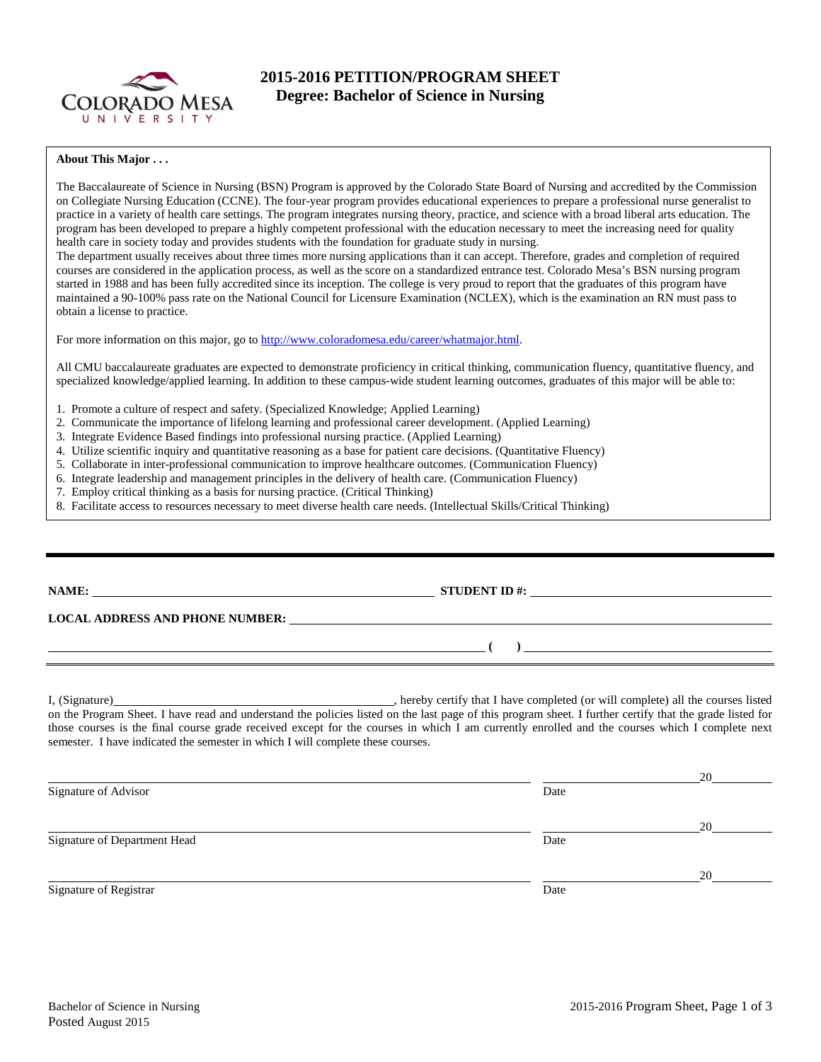# 2015-2016 PETITION/PROGRAM SHEET
## Degree: Bachelor of Science in Nursing

**About This Major . . .**

The Baccalaureate of Science in Nursing (BSN) Program is approved by the Colorado State Board of Nursing and accredited by the Commission on Collegiate Nursing Education (CCNE). The four-year program provides educational experiences to prepare a professional nurse generalist to practice in a variety of health care settings. The program integrates nursing theory, practice, and science with a broad liberal arts education. The program has been developed to prepare a highly competent professional with the education necessary to meet the increasing need for quality health care in society today and provides students with the foundation for graduate study in nursing.
The department usually receives about three times more nursing applications than it can accept. Therefore, grades and completion of required courses are considered in the application process, as well as the score on a standardized entrance test. Colorado Mesa's BSN nursing program started in 1988 and has been fully accredited since its inception. The college is very proud to report that the graduates of this program have maintained a 90-100% pass rate on the National Council for Licensure Examination (NCLEX), which is the examination an RN must pass to obtain a license to practice.

For more information on this major, go to http://www.coloradomesa.edu/career/whatmajor.html.

All CMU baccalaureate graduates are expected to demonstrate proficiency in critical thinking, communication fluency, quantitative fluency, and specialized knowledge/applied learning. In addition to these campus-wide student learning outcomes, graduates of this major will be able to:

1. Promote a culture of respect and safety. (Specialized Knowledge; Applied Learning)
2. Communicate the importance of lifelong learning and professional career development. (Applied Learning)
3. Integrate Evidence Based findings into professional nursing practice. (Applied Learning)
4. Utilize scientific inquiry and quantitative reasoning as a base for patient care decisions. (Quantitative Fluency)
5. Collaborate in inter-professional communication to improve healthcare outcomes. (Communication Fluency)
6. Integrate leadership and management principles in the delivery of health care. (Communication Fluency)
7. Employ critical thinking as a basis for nursing practice. (Critical Thinking)
8. Facilitate access to resources necessary to meet diverse health care needs. (Intellectual Skills/Critical Thinking)

---

**NAME:** ______________________ **STUDENT ID #:** ______________________

**LOCAL ADDRESS AND PHONE NUMBER:** ______________________

______________________ **( )** ______________________

I, (Signature)______________________, hereby certify that I have completed (or will complete) all the courses listed on the Program Sheet. I have read and understand the policies listed on the last page of this program sheet. I further certify that the grade listed for those courses is the final course grade received except for the courses in which I am currently enrolled and the courses which I complete next semester. I have indicated the semester in which I will complete these courses.

______________________ ______________ 20______
Signature of Advisor Date

______________________ ______________ 20______
Signature of Department Head Date

______________________ ______________ 20______
Signature of Registrar Date

Bachelor of Science in Nursing
Posted August 2015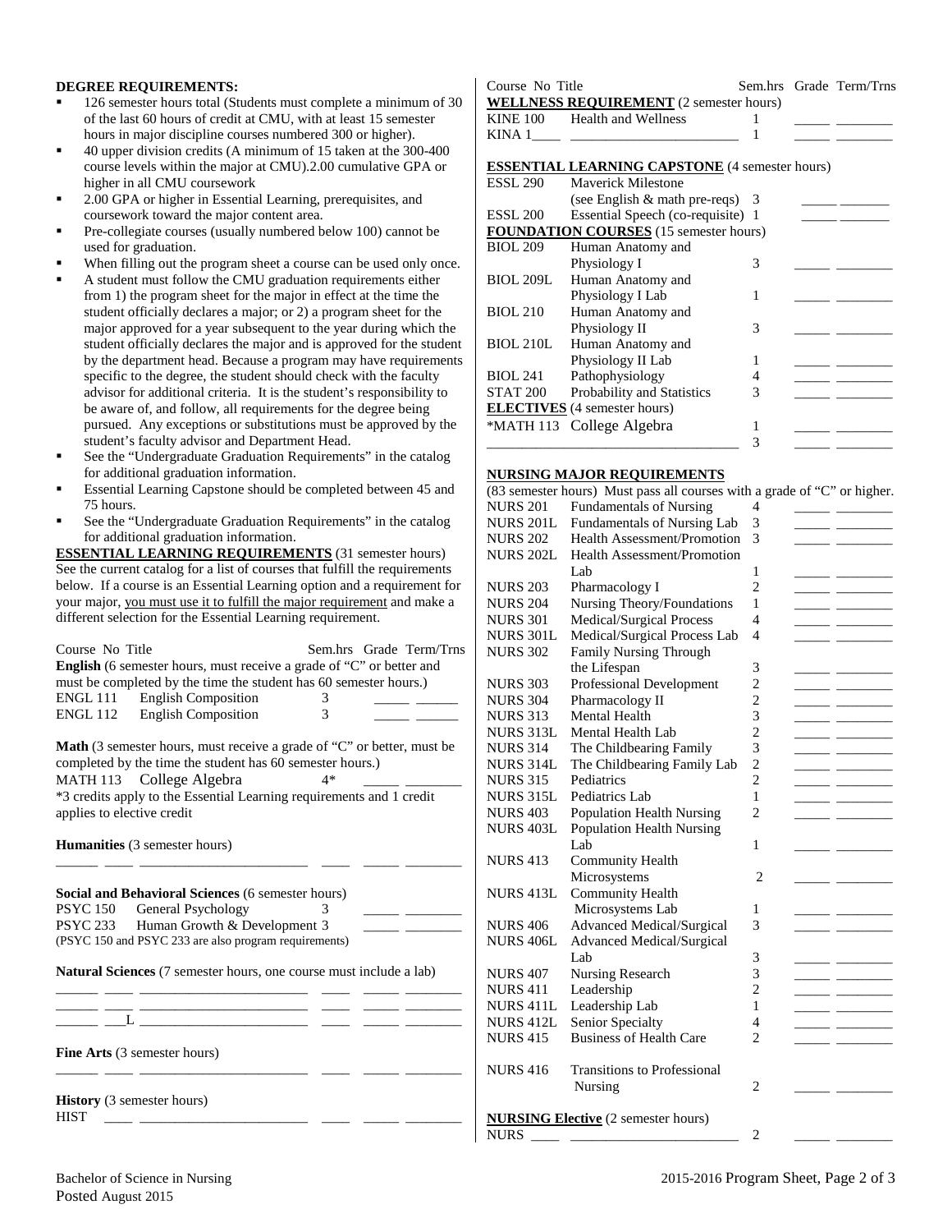**DEGREE REQUIREMENTS:**

- 126 semester hours total (Students must complete a minimum of 30 of the last 60 hours of credit at CMU, with at least 15 semester hours in major discipline courses numbered 300 or higher).
- 40 upper division credits (A minimum of 15 taken at the 300-400 course levels within the major at CMU).2.00 cumulative GPA or higher in all CMU coursework
- 2.00 GPA or higher in Essential Learning, prerequisites, and coursework toward the major content area.
- Pre-collegiate courses (usually numbered below 100) cannot be used for graduation.
- When filling out the program sheet a course can be used only once.
- A student must follow the CMU graduation requirements either from 1) the program sheet for the major in effect at the time the student officially declares a major; or 2) a program sheet for the major approved for a year subsequent to the year during which the student officially declares the major and is approved for the student by the department head. Because a program may have requirements specific to the degree, the student should check with the faculty advisor for additional criteria. It is the student's responsibility to be aware of, and follow, all requirements for the degree being pursued. Any exceptions or substitutions must be approved by the student's faculty advisor and Department Head.
- See the "Undergraduate Graduation Requirements" in the catalog for additional graduation information.
- Essential Learning Capstone should be completed between 45 and 75 hours.
- See the "Undergraduate Graduation Requirements" in the catalog for additional graduation information.

**ESSENTIAL LEARNING REQUIREMENTS** (31 semester hours)
See the current catalog for a list of courses that fulfill the requirements below. If a course is an Essential Learning option and a requirement for your major, you must use it to fulfill the major requirement and make a different selection for the Essential Learning requirement.

| Course No | Title | Sem.hrs | Grade | Term/Trns |
|---|---|---|---|---|
| **English** (6 semester hours, must receive a grade of "C" or better and must be completed by the time the student has 60 semester hours.) | | | | |
| ENGL 111 | English Composition | 3 | _____ | ______ |
| ENGL 112 | English Composition | 3 | _____ | ______ |
| **Math** (3 semester hours, must receive a grade of "C" or better, must be completed by the time the student has 60 semester hours.) | | | | |
| MATH 113 | College Algebra | 4* | _____ | ________ |
| *3 credits apply to the Essential Learning requirements and 1 credit applies to elective credit | | | | |
| **Humanities** (3 semester hours) | | | | |
| ______ ____ | ________________________ | ____ | _____ | ________ |
| **Social and Behavioral Sciences** (6 semester hours) | | | | |
| PSYC 150 | General Psychology | 3 | _____ | ________ |
| PSYC 233 | Human Growth & Development | 3 | _____ | ________ |
| (PSYC 150 and PSYC 233 are also program requirements) | | | | |
| **Natural Sciences** (7 semester hours, one course must include a lab) | | | | |
| ______ ____ | ________________________ | ____ | _____ | ________ |
| ______ ____ | ________________________ | ____ | _____ | ________ |
| ______ ___L | ________________________ | ____ | _____ | ________ |
| **Fine Arts** (3 semester hours) | | | | |
| ______ ____ | ________________________ | ____ | _____ | ________ |
| **History** (3 semester hours) | | | | |
| HIST ____ | ________________________ | ____ | _____ | ________ |

| Course No | Title | Sem.hrs | Grade | Term/Trns |
|---|---|---|---|---|
| **WELLNESS REQUIREMENT** (2 semester hours) | | | | |
| KINE 100 | Health and Wellness | 1 | _____ | ________ |
| KINA 1____ | ________________________ | 1 | _____ | ________ |
| **ESSENTIAL LEARNING CAPSTONE** (4 semester hours) | | | | |
| ESSL 290 | Maverick Milestone (see English & math pre-reqs) | 3 | _____ | _______ |
| ESSL 200 | Essential Speech (co-requisite) | 1 | _____ | _______ |
| **FOUNDATION COURSES** (15 semester hours) | | | | |
| BIOL 209 | Human Anatomy and Physiology I | 3 | _____ | ________ |
| BIOL 209L | Human Anatomy and Physiology I Lab | 1 | _____ | ________ |
| BIOL 210 | Human Anatomy and Physiology II | 3 | _____ | ________ |
| BIOL 210L | Human Anatomy and Physiology II Lab | 1 | _____ | ________ |
| BIOL 241 | Pathophysiology | 4 | _____ | ________ |
| STAT 200 | Probability and Statistics | 3 | _____ | ________ |
| **ELECTIVES** (4 semester hours) | | | | |
| *MATH 113 | College Algebra | 1 | _____ | ________ |
| ___________________________________ | | 3 | _____ | ________ |

**NURSING MAJOR REQUIREMENTS**
(83 semester hours) Must pass all courses with a grade of "C" or higher.

| Course No | Title | Sem.hrs | Grade | Term/Trns |
|---|---|---|---|---|
| NURS 201 | Fundamentals of Nursing | 4 | _____ | ________ |
| NURS 201L | Fundamentals of Nursing Lab | 3 | _____ | ________ |
| NURS 202 | Health Assessment/Promotion | 3 | _____ | ________ |
| NURS 202L | Health Assessment/Promotion Lab | 1 | _____ | ________ |
| NURS 203 | Pharmacology I | 2 | _____ | ________ |
| NURS 204 | Nursing Theory/Foundations | 1 | _____ | ________ |
| NURS 301 | Medical/Surgical Process | 4 | _____ | ________ |
| NURS 301L | Medical/Surgical Process Lab | 4 | _____ | ________ |
| NURS 302 | Family Nursing Through the Lifespan | 3 | _____ | ________ |
| NURS 303 | Professional Development | 2 | _____ | ________ |
| NURS 304 | Pharmacology II | 2 | _____ | ________ |
| NURS 313 | Mental Health | 3 | _____ | ________ |
| NURS 313L | Mental Health Lab | 2 | _____ | ________ |
| NURS 314 | The Childbearing Family | 3 | _____ | ________ |
| NURS 314L | The Childbearing Family Lab | 2 | _____ | ________ |
| NURS 315 | Pediatrics | 2 | _____ | ________ |
| NURS 315L | Pediatrics Lab | 1 | _____ | ________ |
| NURS 403 | Population Health Nursing | 2 | _____ | ________ |
| NURS 403L | Population Health Nursing Lab | 1 | _____ | ________ |
| NURS 413 | Community Health Microsystems | 2 | _____ | ________ |
| NURS 413L | Community Health Microsystems Lab | 1 | _____ | ________ |
| NURS 406 | Advanced Medical/Surgical | 3 | _____ | ________ |
| NURS 406L | Advanced Medical/Surgical Lab | 3 | _____ | ________ |
| NURS 407 | Nursing Research | 3 | _____ | ________ |
| NURS 411 | Leadership | 2 | _____ | ________ |
| NURS 411L | Leadership Lab | 1 | _____ | ________ |
| NURS 412L | Senior Specialty | 4 | _____ | ________ |
| NURS 415 | Business of Health Care | 2 | _____ | ________ |
| NURS 416 | Transitions to Professional Nursing | 2 | _____ | ________ |
| **NURSING Elective** (2 semester hours) | | | | |
| NURS ____ | ________________________ | 2 | _____ | ________ |

Bachelor of Science in Nursing
Posted August 2015

2015-2016 Program Sheet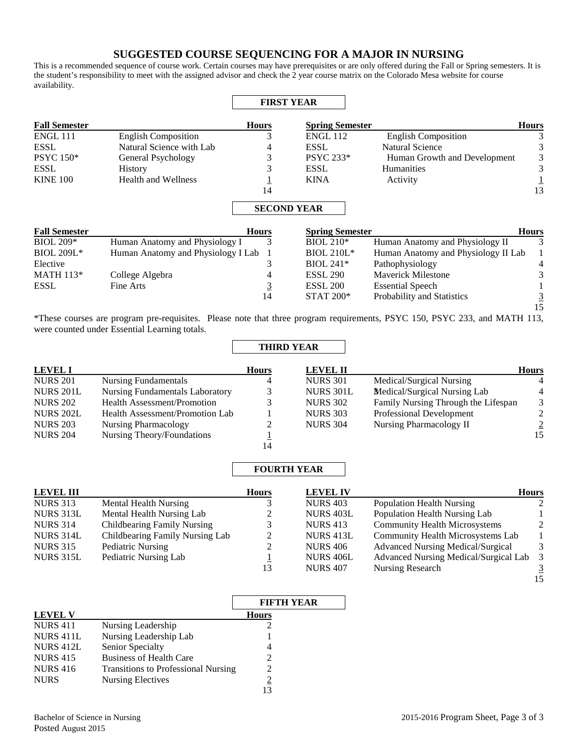# SUGGESTED COURSE SEQUENCING FOR A MAJOR IN NURSING

This is a recommended sequence of course work. Certain courses may have prerequisites or are only offered during the Fall or Spring semesters. It is the student's responsibility to meet with the assigned advisor and check the 2 year course matrix on the Colorado Mesa website for course availability.

## FIRST YEAR

| Fall Semester | | Hours | Spring Semester | | Hours |
|---|---|---|---|---|---|
| ENGL 111 | English Composition | 3 | ENGL 112 | English Composition | 3 |
| ESSL | Natural Science with Lab | 4 | ESSL | Natural Science | 3 |
| PSYC 150* | General Psychology | 3 | PSYC 233* | Human Growth and Development | 3 |
| ESSL | History | 3 | ESSL | Humanities | 3 |
| KINE 100 | Health and Wellness | 1 | KINA | Activity | 1 |
| | | 14 | | | 13 |

## SECOND YEAR

| Fall Semester | | Hours | Spring Semester | | Hours |
|---|---|---|---|---|---|
| BIOL 209* | Human Anatomy and Physiology I | 3 | BIOL 210* | Human Anatomy and Physiology II | 3 |
| BIOL 209L* | Human Anatomy and Physiology I Lab | 1 | BIOL 210L* | Human Anatomy and Physiology II Lab | 1 |
| Elective | | 3 | BIOL 241* | Pathophysiology | 4 |
| MATH 113* | College Algebra | 4 | ESSL 290 | Maverick Milestone | 3 |
| ESSL | Fine Arts | 3 | ESSL 200 | Essential Speech | 1 |
| | | 14 | STAT 200* | Probability and Statistics | 3 |
| | | | | | 15 |

*These courses are program pre-requisites. Please note that three program requirements, PSYC 150, PSYC 233, and MATH 113, were counted under Essential Learning totals.

## THIRD YEAR

| LEVEL I | | Hours | LEVEL II | | Hours |
|---|---|---|---|---|---|
| NURS 201 | Nursing Fundamentals | 4 | NURS 301 | Medical/Surgical Nursing | 4 |
| NURS 201L | Nursing Fundamentals Laboratory | 3 | NURS 301L | Medical/Surgical Nursing Lab | 4 |
| NURS 202 | Health Assessment/Promotion | 3 | NURS 302 | Family Nursing Through the Lifespan | 3 |
| NURS 202L | Health Assessment/Promotion Lab | 1 | NURS 303 | Professional Development | 2 |
| NURS 203 | Nursing Pharmacology | 2 | NURS 304 | Nursing Pharmacology II | 2 |
| NURS 204 | Nursing Theory/Foundations | 1 | | | 15 |
| | | 14 | | | |

## FOURTH YEAR

| LEVEL III | | Hours | LEVEL IV | | Hours |
|---|---|---|---|---|---|
| NURS 313 | Mental Health Nursing | 3 | NURS 403 | Population Health Nursing | 2 |
| NURS 313L | Mental Health Nursing Lab | 2 | NURS 403L | Population Health Nursing Lab | 1 |
| NURS 314 | Childbearing Family Nursing | 3 | NURS 413 | Community Health Microsystems | 2 |
| NURS 314L | Childbearing Family Nursing Lab | 2 | NURS 413L | Community Health Microsystems Lab | 1 |
| NURS 315 | Pediatric Nursing | 2 | NURS 406 | Advanced Nursing Medical/Surgical | 3 |
| NURS 315L | Pediatric Nursing Lab | 1 | NURS 406L | Advanced Nursing Medical/Surgical Lab | 3 |
| | | 13 | NURS 407 | Nursing Research | 3 |
| | | | | | 15 |

## FIFTH YEAR

| LEVEL V | | Hours |
|---|---|---|
| NURS 411 | Nursing Leadership | 2 |
| NURS 411L | Nursing Leadership Lab | 1 |
| NURS 412L | Senior Specialty | 4 |
| NURS 415 | Business of Health Care | 2 |
| NURS 416 | Transitions to Professional Nursing | 2 |
| NURS | Nursing Electives | 2 |
| | | 13 |

Bachelor of Science in Nursing
Posted August 2015